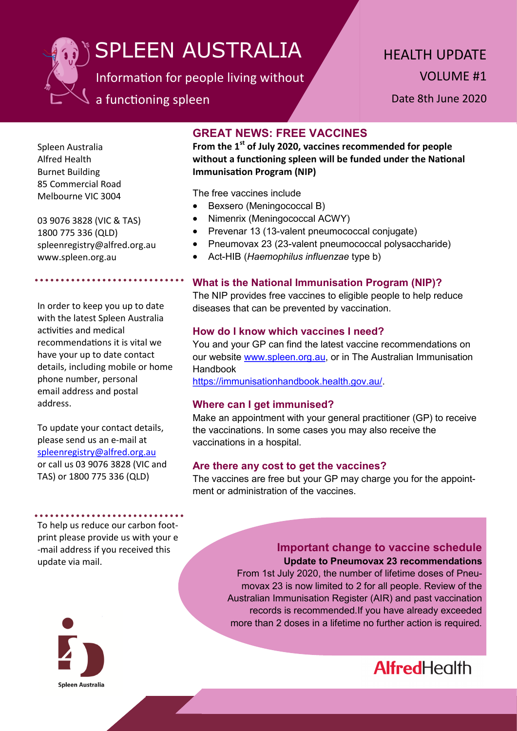# SPLEEN AUSTRALIA

Information for people living without a functioning spleen

HEALTH UPDATE
VOLUME #1
Date 8th June 2020

Spleen Australia
Alfred Health
Burnet Building
85 Commercial Road
Melbourne VIC 3004

03 9076 3828 (VIC & TAS)
1800 775 336 (QLD)
spleenregistry@alfred.org.au
www.spleen.org.au

In order to keep you up to date with the latest Spleen Australia activities and medical recommendations it is vital we have your up to date contact details, including mobile or home phone number, personal email address and postal address.

To update your contact details, please send us an e-mail at spleenregistry@alfred.org.au or call us 03 9076 3828 (VIC and TAS) or 1800 775 336 (QLD)

To help us reduce our carbon footprint please provide us with your e-mail address if you received this update via mail.

## GREAT NEWS: FREE VACCINES

**From the 1st of July 2020, vaccines recommended for people without a functioning spleen will be funded under the National Immunisation Program (NIP)**

The free vaccines include

- Bexsero (Meningococcal B)
- Nimenrix (Meningococcal ACWY)
- Prevenar 13 (13-valent pneumococcal conjugate)
- Pneumovax 23 (23-valent pneumococcal polysaccharide)
- Act-HIB (*Haemophilus influenzae* type b)

### What is the National Immunisation Program (NIP)?

The NIP provides free vaccines to eligible people to help reduce diseases that can be prevented by vaccination.

### How do I know which vaccines I need?

You and your GP can find the latest vaccine recommendations on our website www.spleen.org.au, or in The Australian Immunisation Handbook https://immunisationhandbook.health.gov.au/.

### Where can I get immunised?

Make an appointment with your general practitioner (GP) to receive the vaccinations. In some cases you may also receive the vaccinations in a hospital.

### Are there any cost to get the vaccines?

The vaccines are free but your GP may charge you for the appointment or administration of the vaccines.

### Important change to vaccine schedule

**Update to Pneumovax 23 recommendations**

From 1st July 2020, the number of lifetime doses of Pneumovax 23 is now limited to 2 for all people. Review of the Australian Immunisation Register (AIR) and past vaccination records is recommended.If you have already exceeded more than 2 doses in a lifetime no further action is required.

Spleen Australia

AlfredHealth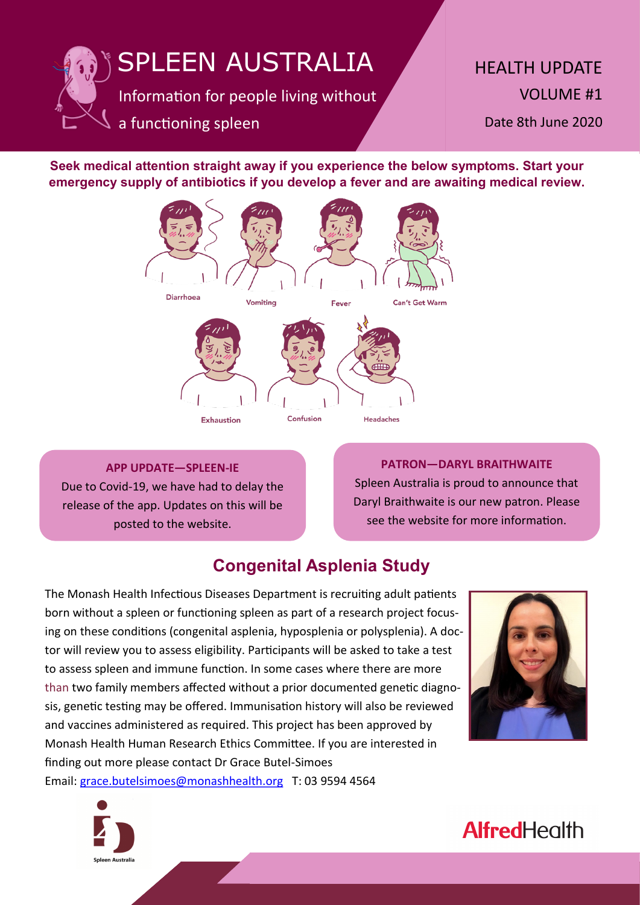# SPLEEN AUSTRALIA

Information for people living without a functioning spleen

HEALTH UPDATE
VOLUME #1
Date 8th June 2020

**Seek medical attention straight away if you experience the below symptoms. Start your emergency supply of antibiotics if you develop a fever and are awaiting medical review.**

Diarrhoea
Vomiting
Fever
Can't Get Warm
Exhaustion
Confusion
Headaches

### APP UPDATE—SPLEEN-IE

Due to Covid-19, we have had to delay the release of the app. Updates on this will be posted to the website.

### PATRON—DARYL BRAITHWAITE

Spleen Australia is proud to announce that Daryl Braithwaite is our new patron. Please see the website for more information.

## Congenital Asplenia Study

The Monash Health Infectious Diseases Department is recruiting adult patients born without a spleen or functioning spleen as part of a research project focusing on these conditions (congenital asplenia, hyposplenia or polysplenia). A doctor will review you to assess eligibility. Participants will be asked to take a test to assess spleen and immune function. In some cases where there are more than two family members affected without a prior documented genetic diagnosis, genetic testing may be offered. Immunisation history will also be reviewed and vaccines administered as required. This project has been approved by Monash Health Human Research Ethics Committee. If you are interested in finding out more please contact Dr Grace Butel-Simoes

Email: grace.butelsimoes@monashhealth.org T: 03 9594 4564

Spleen Australia

AlfredHealth